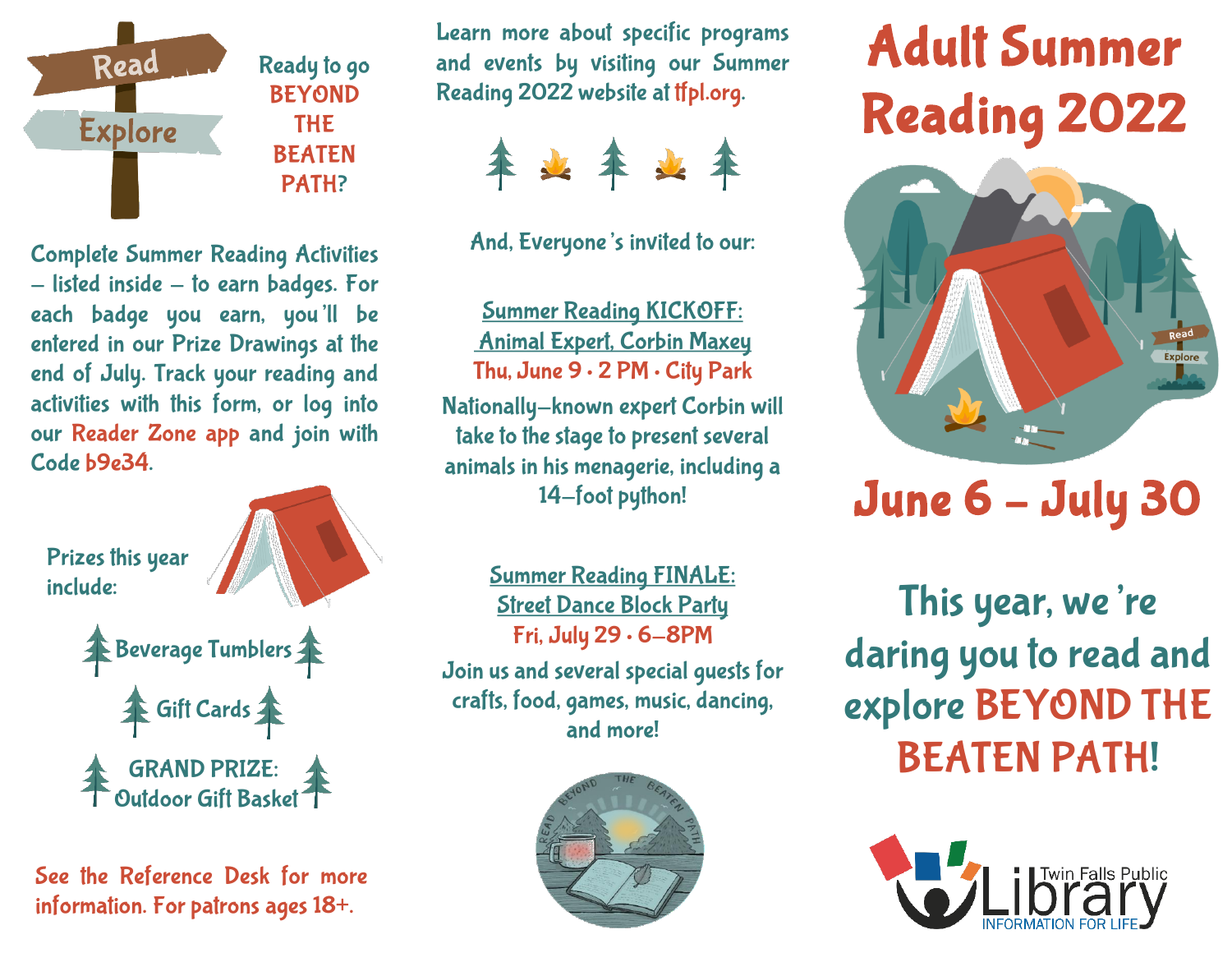Read

Explore

Ready to go **BEYOND THE BEATEN PATH?**

Complete Summer Reading Activities – listed inside – to earn badges. For each badge you earn, you'll be entered in our Prize Drawings at the end of July. Track your reading and activities with this form, or log into our Reader Zone app and join with Code b9e34.

Prizes this year include:

- Beverage Tumblers
- Gift Cards
- GRAND PRIZE: Outdoor Gift Basket

See the Reference Desk for more information. For patrons ages 18+.

Learn more about specific programs and events by visiting our Summer Reading 2022 website at tfpl.org.

And, Everyone's invited to our:

**Summer Reading KICKOFF: Animal Expert, Corbin Maxey**

Thu, June 9 • 2 PM • City Park

Nationally-known expert Corbin will take to the stage to present several animals in his menagerie, including a 14-foot python!

**Summer Reading FINALE: Street Dance Block Party**

Fri, July 29 • 6-8PM

Join us and several special guests for crafts, food, games, music, dancing, and more!

READ BEYOND THE BEATEN PATH

# Adult Summer Reading 2022

Read

Explore

## June 6 – July 30

This year, we're daring you to read and explore **BEYOND THE BEATEN PATH!**

Twin Falls Public Library

INFORMATION FOR LIFE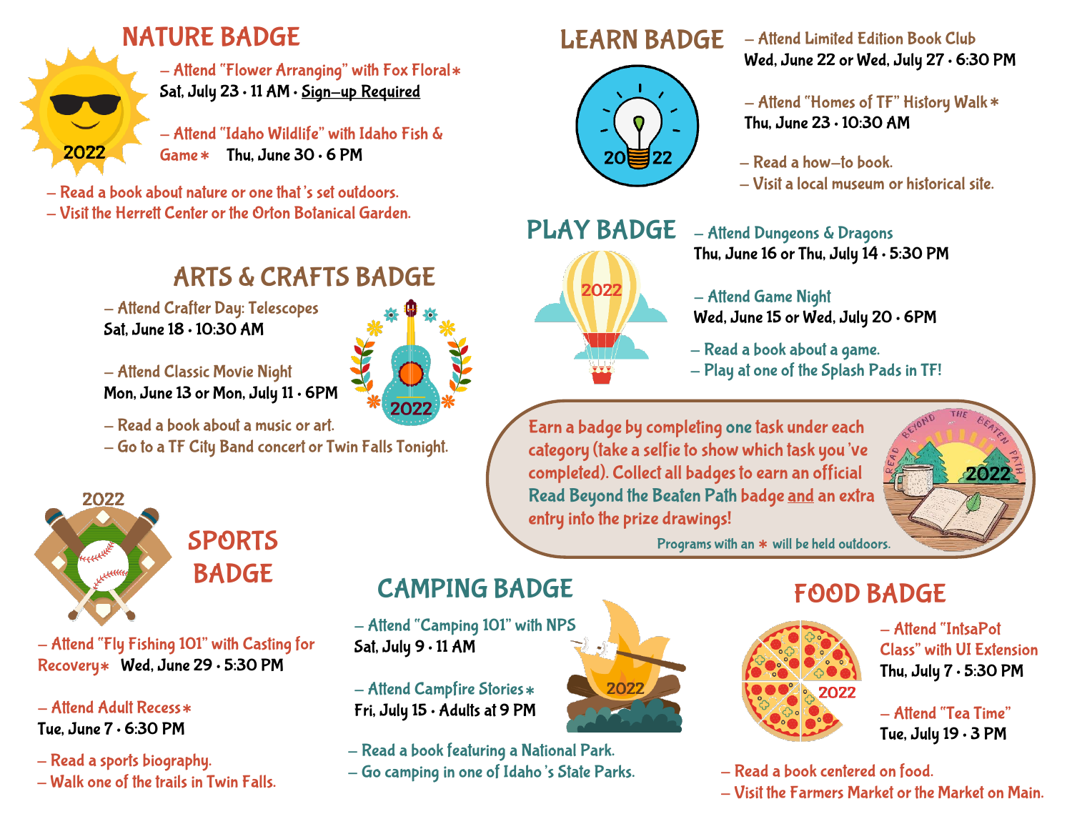## NATURE BADGE

- Attend "Flower Arranging" with Fox Floral*
  **Sat, July 23 · 11 AM · Sign-up Required**
- Attend "Idaho Wildlife" with Idaho Fish & Game* **Thu, June 30 · 6 PM**
- Read a book about nature or one that's set outdoors.
- Visit the Herrett Center or the Orton Botanical Garden.

## ARTS & CRAFTS BADGE

- Attend Crafter Day: Telescopes
  **Sat, June 18 · 10:30 AM**
- Attend Classic Movie Night
  **Mon, June 13 or Mon, July 11 · 6PM**
- Read a book about a music or art.
- Go to a TF City Band concert or Twin Falls Tonight.

## SPORTS BADGE

- Attend "Fly Fishing 101" with Casting for Recovery* **Wed, June 29 · 5:30 PM**
- Attend Adult Recess*
  **Tue, June 7 · 6:30 PM**
- Read a sports biography.
- Walk one of the trails in Twin Falls.

## LEARN BADGE

- Attend Limited Edition Book Club
  **Wed, June 22 or Wed, July 27 · 6:30 PM**
- Attend "Homes of TF" History Walk*
  **Thu, June 23 · 10:30 AM**
- Read a how-to book.
- Visit a local museum or historical site.

## PLAY BADGE

- Attend Dungeons & Dragons
  **Thu, June 16 or Thu, July 14 · 5:30 PM**
- Attend Game Night
  **Wed, June 15 or Wed, July 20 · 6PM**
- Read a book about a game.
- Play at one of the Splash Pads in TF!

Earn a badge by completing one task under each category (take a selfie to show which task you've completed). Collect all badges to earn an official Read Beyond the Beaten Path badge and an extra entry into the prize drawings!

Programs with an * will be held outdoors.

## CAMPING BADGE

- Attend "Camping 101" with NPS
  **Sat, July 9 · 11 AM**
- Attend Campfire Stories*
  **Fri, July 15 · Adults at 9 PM**
- Read a book featuring a National Park.
- Go camping in one of Idaho's State Parks.

## FOOD BADGE

- Attend "IntsaPot Class" with UI Extension
  **Thu, July 7 · 5:30 PM**
- Attend "Tea Time"
  **Tue, July 19 · 3 PM**
- Read a book centered on food.
- Visit the Farmers Market or the Market on Main.